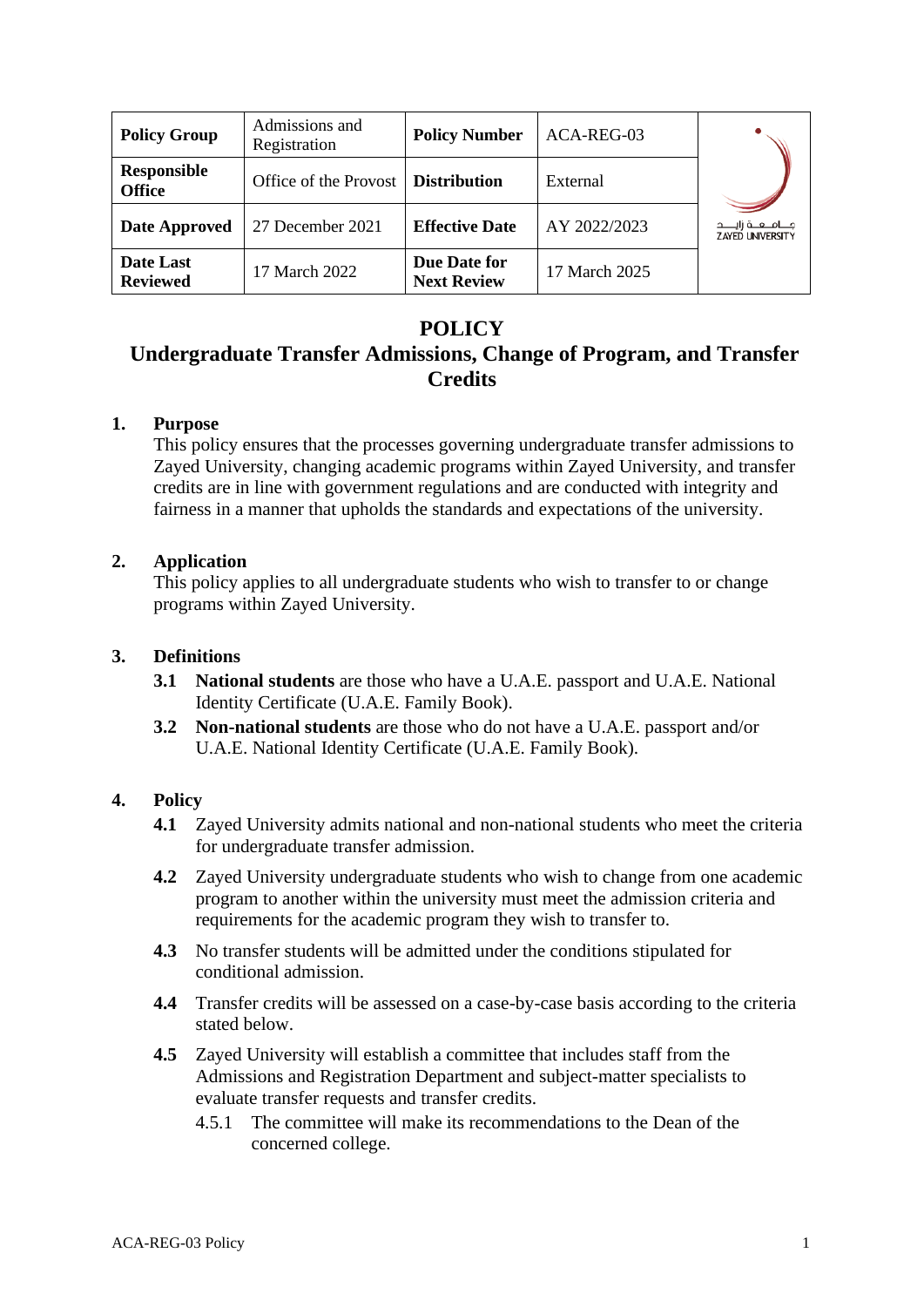| Policy Group | Admissions and Registration | Policy Number | ACA-REG-03 |
|---|---|---|---|
| Responsible Office | Office of the Provost | Distribution | External |
| Date Approved | 27 December 2021 | Effective Date | AY 2022/2023 |
| Date Last Reviewed | 17 March 2022 | Due Date for Next Review | 17 March 2025 |

# POLICY

## Undergraduate Transfer Admissions, Change of Program, and Transfer Credits

### 1. Purpose

This policy ensures that the processes governing undergraduate transfer admissions to Zayed University, changing academic programs within Zayed University, and transfer credits are in line with government regulations and are conducted with integrity and fairness in a manner that upholds the standards and expectations of the university.

### 2. Application

This policy applies to all undergraduate students who wish to transfer to or change programs within Zayed University.

### 3. Definitions

**3.1** **National students** are those who have a U.A.E. passport and U.A.E. National Identity Certificate (U.A.E. Family Book).

**3.2** **Non-national students** are those who do not have a U.A.E. passport and/or U.A.E. National Identity Certificate (U.A.E. Family Book).

### 4. Policy

**4.1** Zayed University admits national and non-national students who meet the criteria for undergraduate transfer admission.

**4.2** Zayed University undergraduate students who wish to change from one academic program to another within the university must meet the admission criteria and requirements for the academic program they wish to transfer to.

**4.3** No transfer students will be admitted under the conditions stipulated for conditional admission.

**4.4** Transfer credits will be assessed on a case-by-case basis according to the criteria stated below.

**4.5** Zayed University will establish a committee that includes staff from the Admissions and Registration Department and subject-matter specialists to evaluate transfer requests and transfer credits.

4.5.1 The committee will make its recommendations to the Dean of the concerned college.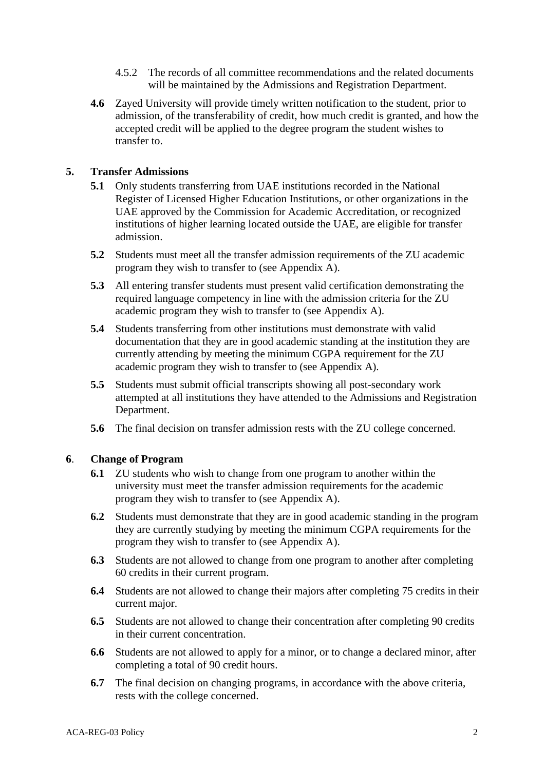4.5.2 The records of all committee recommendations and the related documents will be maintained by the Admissions and Registration Department.

**4.6** Zayed University will provide timely written notification to the student, prior to admission, of the transferability of credit, how much credit is granted, and how the accepted credit will be applied to the degree program the student wishes to transfer to.

## 5. Transfer Admissions

**5.1** Only students transferring from UAE institutions recorded in the National Register of Licensed Higher Education Institutions, or other organizations in the UAE approved by the Commission for Academic Accreditation, or recognized institutions of higher learning located outside the UAE, are eligible for transfer admission.

**5.2** Students must meet all the transfer admission requirements of the ZU academic program they wish to transfer to (see Appendix A).

**5.3** All entering transfer students must present valid certification demonstrating the required language competency in line with the admission criteria for the ZU academic program they wish to transfer to (see Appendix A).

**5.4** Students transferring from other institutions must demonstrate with valid documentation that they are in good academic standing at the institution they are currently attending by meeting the minimum CGPA requirement for the ZU academic program they wish to transfer to (see Appendix A).

**5.5** Students must submit official transcripts showing all post-secondary work attempted at all institutions they have attended to the Admissions and Registration Department.

**5.6** The final decision on transfer admission rests with the ZU college concerned.

## 6. Change of Program

**6.1** ZU students who wish to change from one program to another within the university must meet the transfer admission requirements for the academic program they wish to transfer to (see Appendix A).

**6.2** Students must demonstrate that they are in good academic standing in the program they are currently studying by meeting the minimum CGPA requirements for the program they wish to transfer to (see Appendix A).

**6.3** Students are not allowed to change from one program to another after completing 60 credits in their current program.

**6.4** Students are not allowed to change their majors after completing 75 credits in their current major.

**6.5** Students are not allowed to change their concentration after completing 90 credits in their current concentration.

**6.6** Students are not allowed to apply for a minor, or to change a declared minor, after completing a total of 90 credit hours.

**6.7** The final decision on changing programs, in accordance with the above criteria, rests with the college concerned.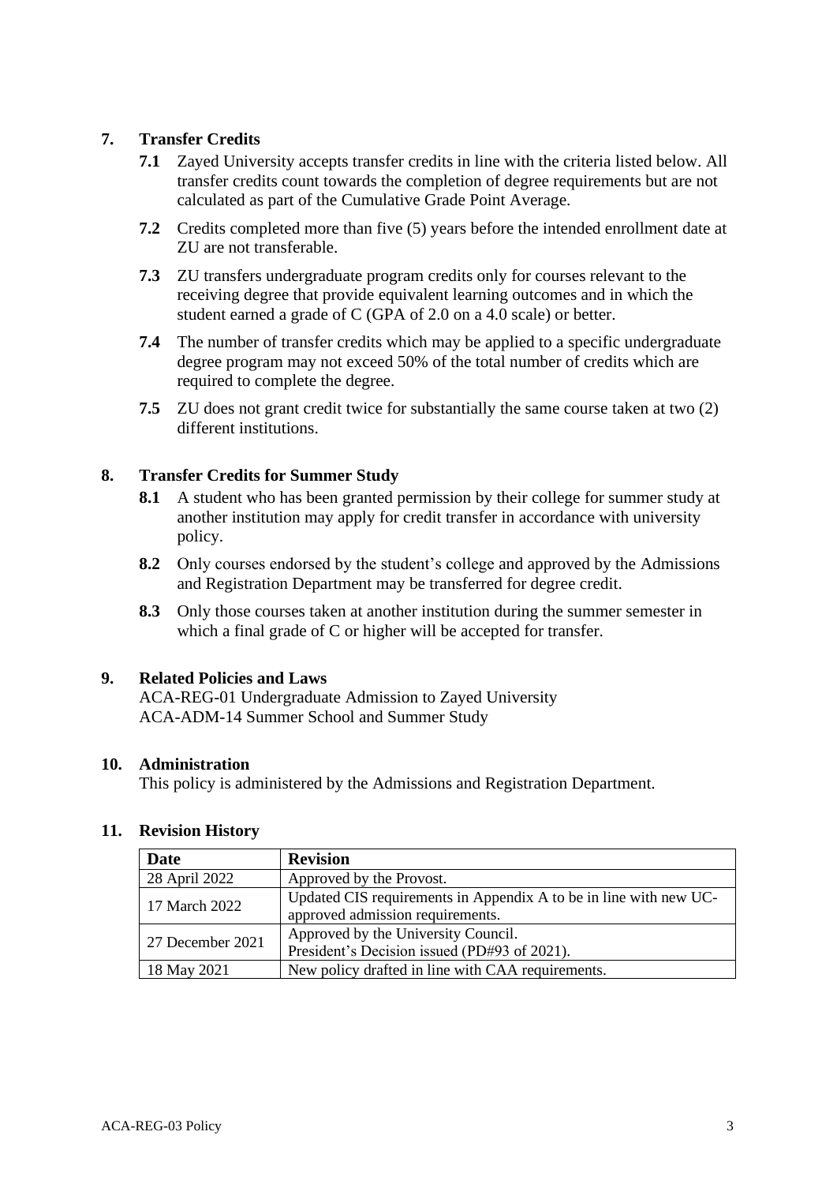## 7. Transfer Credits

**7.1** Zayed University accepts transfer credits in line with the criteria listed below. All transfer credits count towards the completion of degree requirements but are not calculated as part of the Cumulative Grade Point Average.

**7.2** Credits completed more than five (5) years before the intended enrollment date at ZU are not transferable.

**7.3** ZU transfers undergraduate program credits only for courses relevant to the receiving degree that provide equivalent learning outcomes and in which the student earned a grade of C (GPA of 2.0 on a 4.0 scale) or better.

**7.4** The number of transfer credits which may be applied to a specific undergraduate degree program may not exceed 50% of the total number of credits which are required to complete the degree.

**7.5** ZU does not grant credit twice for substantially the same course taken at two (2) different institutions.

## 8. Transfer Credits for Summer Study

**8.1** A student who has been granted permission by their college for summer study at another institution may apply for credit transfer in accordance with university policy.

**8.2** Only courses endorsed by the student's college and approved by the Admissions and Registration Department may be transferred for degree credit.

**8.3** Only those courses taken at another institution during the summer semester in which a final grade of C or higher will be accepted for transfer.

## 9. Related Policies and Laws

ACA-REG-01 Undergraduate Admission to Zayed University
ACA-ADM-14 Summer School and Summer Study

## 10. Administration

This policy is administered by the Admissions and Registration Department.

## 11. Revision History

| Date | Revision |
|---|---|
| 28 April 2022 | Approved by the Provost. |
| 17 March 2022 | Updated CIS requirements in Appendix A to be in line with new UC-approved admission requirements. |
| 27 December 2021 | Approved by the University Council. President's Decision issued (PD#93 of 2021). |
| 18 May 2021 | New policy drafted in line with CAA requirements. |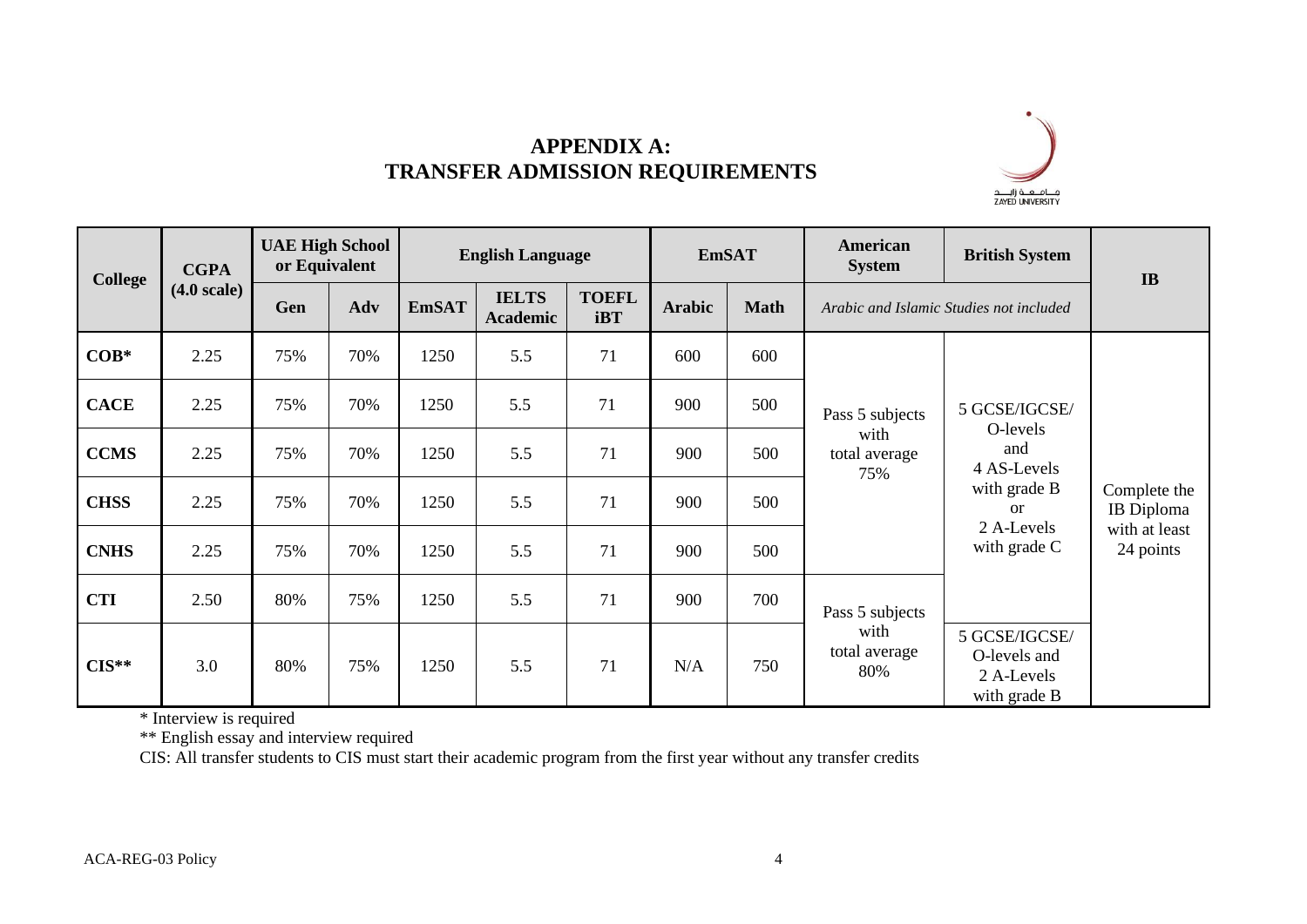# APPENDIX A:
# TRANSFER ADMISSION REQUIREMENTS

| College | CGPA (4.0 scale) | UAE High School or Equivalent | | English Language | | | EmSAT | | American System | British System | IB |
|---|---|---|---|---|---|---|---|---|---|---|---|
| | | Gen | Adv | EmSAT | IELTS Academic | TOEFL iBT | Arabic | Math | *Arabic and Islamic Studies not included* | | |
| **COB*** | 2.25 | 75% | 70% | 1250 | 5.5 | 71 | 600 | 600 | Pass 5 subjects with total average 75% | 5 GCSE/IGCSE/ O-levels and 4 AS-Levels with grade B or 2 A-Levels with grade C | Complete the IB Diploma with at least 24 points |
| **CACE** | 2.25 | 75% | 70% | 1250 | 5.5 | 71 | 900 | 500 | | | |
| **CCMS** | 2.25 | 75% | 70% | 1250 | 5.5 | 71 | 900 | 500 | | | |
| **CHSS** | 2.25 | 75% | 70% | 1250 | 5.5 | 71 | 900 | 500 | | | |
| **CNHS** | 2.25 | 75% | 70% | 1250 | 5.5 | 71 | 900 | 500 | | | |
| **CTI** | 2.50 | 80% | 75% | 1250 | 5.5 | 71 | 900 | 700 | Pass 5 subjects with total average 80% | | |
| **CIS**** | 3.0 | 80% | 75% | 1250 | 5.5 | 71 | N/A | 750 | | 5 GCSE/IGCSE/ O-levels and 2 A-Levels with grade B | |

\* Interview is required

** English essay and interview required

CIS: All transfer students to CIS must start their academic program from the first year without any transfer credits

ACA-REG-03 Policy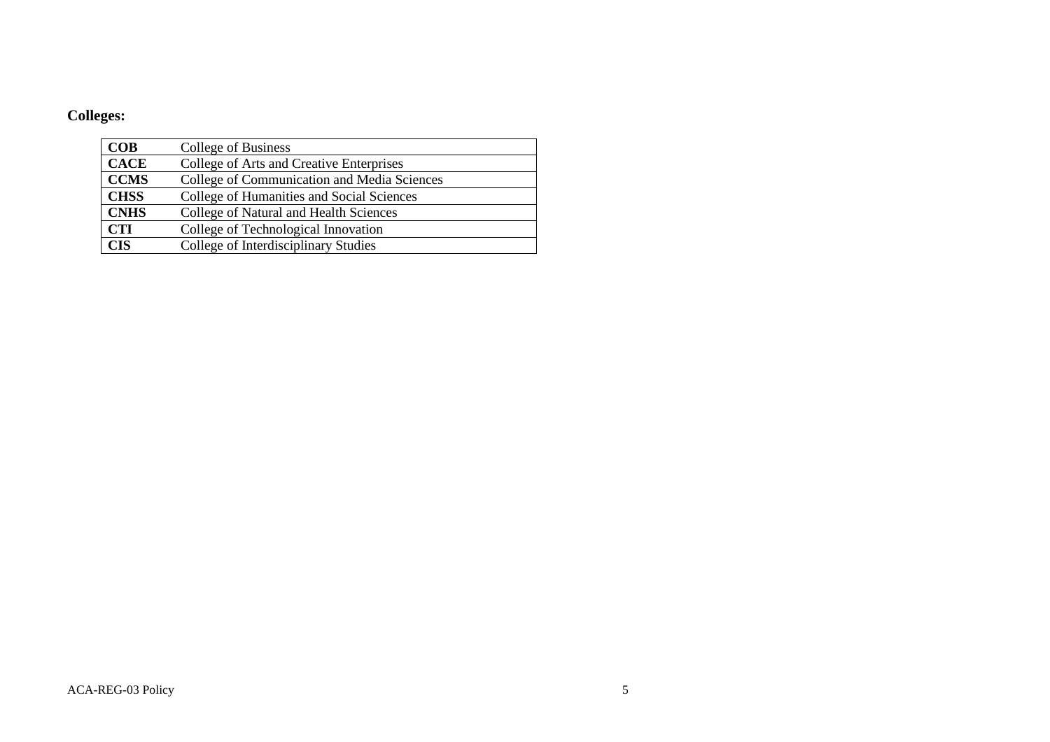**Colleges:**

| | |
|---|---|
| **COB** | College of Business |
| **CACE** | College of Arts and Creative Enterprises |
| **CCMS** | College of Communication and Media Sciences |
| **CHSS** | College of Humanities and Social Sciences |
| **CNHS** | College of Natural and Health Sciences |
| **CTI** | College of Technological Innovation |
| **CIS** | College of Interdisciplinary Studies |